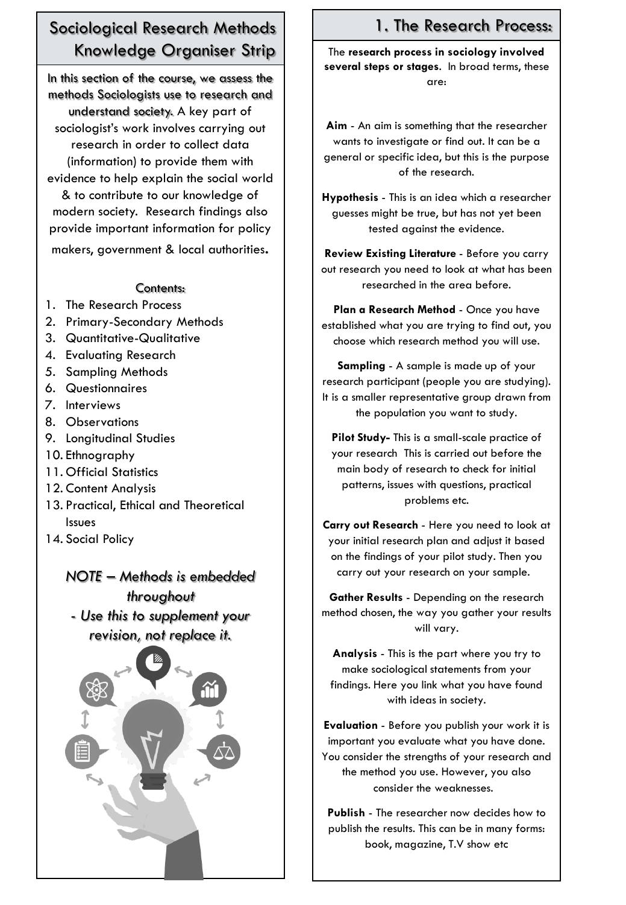# Sociological Research Methods Knowledge Organiser Strip

In this section of the course, we assess the methods Sociologists use to research and understand society. A key part of sociologist's work involves carrying out research in order to collect data (information) to provide them with evidence to help explain the social world & to contribute to our knowledge of modern society. Research findings also provide important information for policy makers, government & local authorities.

### Contents:

1. The Research Process
2. Primary-Secondary Methods
3. Quantitative-Qualitative
4. Evaluating Research
5. Sampling Methods
6. Questionnaires
7. Interviews
8. Observations
9. Longitudinal Studies
10. Ethnography
11. Official Statistics
12. Content Analysis
13. Practical, Ethical and Theoretical Issues
14. Social Policy

*NOTE – Methods is embedded throughout*

*- Use this to supplement your revision, not replace it.*

## 1. The Research Process:

The **research process in sociology involved several steps or stages**. In broad terms, these are:

**Aim** - An aim is something that the researcher wants to investigate or find out. It can be a general or specific idea, but this is the purpose of the research.

**Hypothesis** - This is an idea which a researcher guesses might be true, but has not yet been tested against the evidence.

**Review Existing Literature** - Before you carry out research you need to look at what has been researched in the area before.

**Plan a Research Method** - Once you have established what you are trying to find out, you choose which research method you will use.

**Sampling** - A sample is made up of your research participant (people you are studying). It is a smaller representative group drawn from the population you want to study.

**Pilot Study-** This is a small-scale practice of your research This is carried out before the main body of research to check for initial patterns, issues with questions, practical problems etc.

**Carry out Research** - Here you need to look at your initial research plan and adjust it based on the findings of your pilot study. Then you carry out your research on your sample.

**Gather Results** - Depending on the research method chosen, the way you gather your results will vary.

**Analysis** - This is the part where you try to make sociological statements from your findings. Here you link what you have found with ideas in society.

**Evaluation** - Before you publish your work it is important you evaluate what you have done. You consider the strengths of your research and the method you use. However, you also consider the weaknesses.

**Publish** - The researcher now decides how to publish the results. This can be in many forms: book, magazine, T.V show etc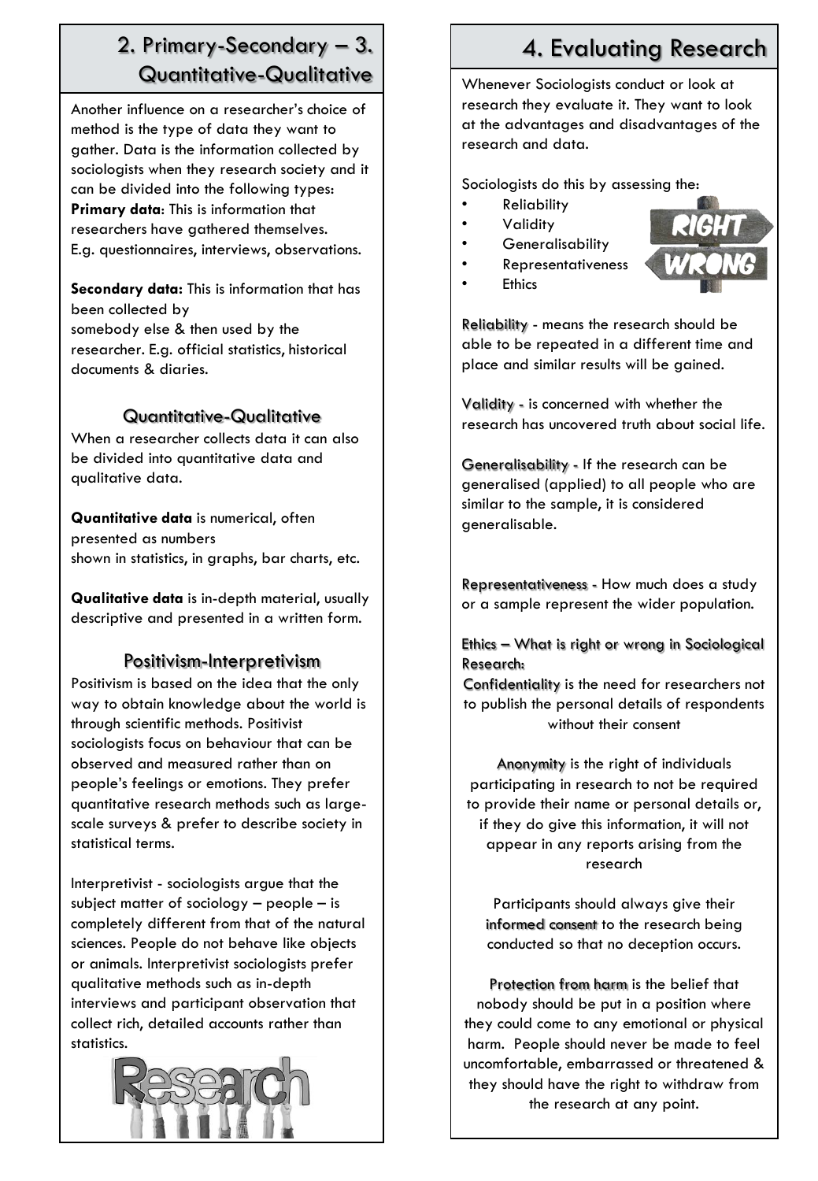## 2. Primary-Secondary – 3. Quantitative-Qualitative

Another influence on a researcher's choice of method is the type of data they want to gather. Data is the information collected by sociologists when they research society and it can be divided into the following types:

**Primary data**: This is information that researchers have gathered themselves. E.g. questionnaires, interviews, observations.

**Secondary data:** This is information that has been collected by somebody else & then used by the researcher. E.g. official statistics, historical documents & diaries.

### Quantitative-Qualitative

When a researcher collects data it can also be divided into quantitative data and qualitative data.

**Quantitative data** is numerical, often presented as numbers shown in statistics, in graphs, bar charts, etc.

**Qualitative data** is in-depth material, usually descriptive and presented in a written form.

### Positivism-Interpretivism

Positivism is based on the idea that the only way to obtain knowledge about the world is through scientific methods. Positivist sociologists focus on behaviour that can be observed and measured rather than on people's feelings or emotions. They prefer quantitative research methods such as large-scale surveys & prefer to describe society in statistical terms.

Interpretivist - sociologists argue that the subject matter of sociology – people – is completely different from that of the natural sciences. People do not behave like objects or animals. Interpretivist sociologists prefer qualitative methods such as in-depth interviews and participant observation that collect rich, detailed accounts rather than statistics.

## 4. Evaluating Research

Whenever Sociologists conduct or look at research they evaluate it. They want to look at the advantages and disadvantages of the research and data.

Sociologists do this by assessing the:

- Reliability
- Validity
- Generalisability
- Representativeness
- Ethics

Reliability - means the research should be able to be repeated in a different time and place and similar results will be gained.

Validity - is concerned with whether the research has uncovered truth about social life.

Generalisability - If the research can be generalised (applied) to all people who are similar to the sample, it is considered generalisable.

Representativeness - How much does a study or a sample represent the wider population.

Ethics – What is right or wrong in Sociological Research:

Confidentiality is the need for researchers not to publish the personal details of respondents without their consent

Anonymity is the right of individuals participating in research to not be required to provide their name or personal details or, if they do give this information, it will not appear in any reports arising from the research

Participants should always give their informed consent to the research being conducted so that no deception occurs.

Protection from harm is the belief that nobody should be put in a position where they could come to any emotional or physical harm. People should never be made to feel uncomfortable, embarrassed or threatened & they should have the right to withdraw from the research at any point.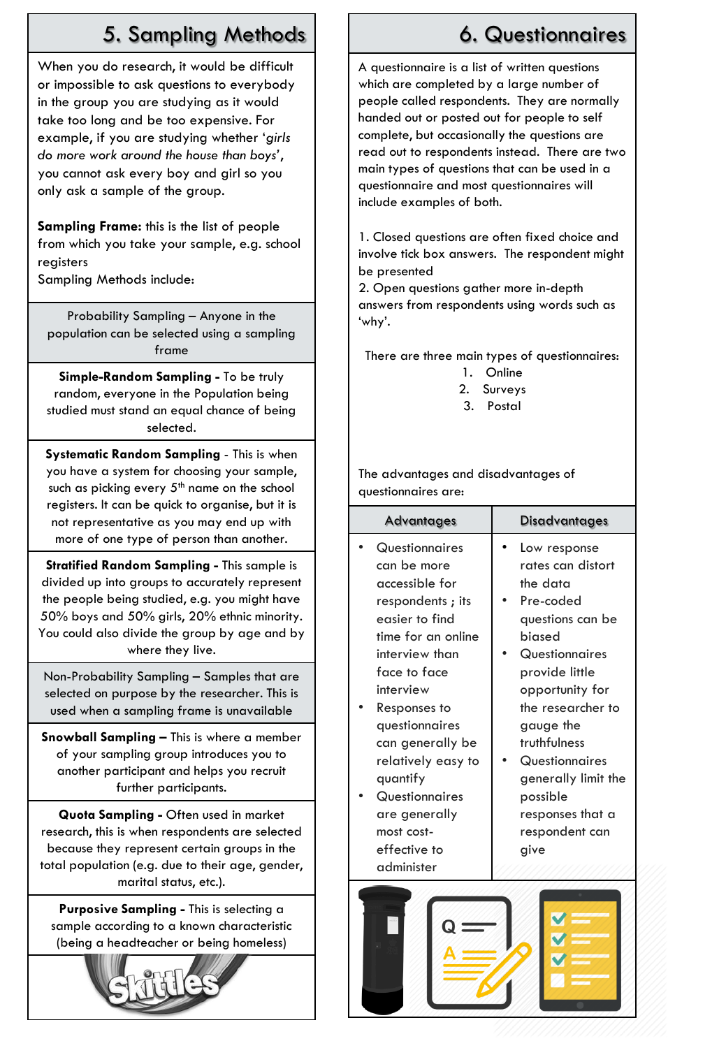## 5. Sampling Methods

When you do research, it would be difficult or impossible to ask questions to everybody in the group you are studying as it would take too long and be too expensive. For example, if you are studying whether '*girls do more work around the house than boys*', you cannot ask every boy and girl so you only ask a sample of the group.

**Sampling Frame:** this is the list of people from which you take your sample, e.g. school registers

Sampling Methods include:

Probability Sampling – Anyone in the population can be selected using a sampling frame

**Simple-Random Sampling -** To be truly random, everyone in the Population being studied must stand an equal chance of being selected.

**Systematic Random Sampling** - This is when you have a system for choosing your sample, such as picking every 5th name on the school registers. It can be quick to organise, but it is not representative as you may end up with more of one type of person than another.

**Stratified Random Sampling -** This sample is divided up into groups to accurately represent the people being studied, e.g. you might have 50% boys and 50% girls, 20% ethnic minority. You could also divide the group by age and by where they live.

Non-Probability Sampling – Samples that are selected on purpose by the researcher. This is used when a sampling frame is unavailable

**Snowball Sampling –** This is where a member of your sampling group introduces you to another participant and helps you recruit further participants.

**Quota Sampling -** Often used in market research, this is when respondents are selected because they represent certain groups in the total population (e.g. due to their age, gender, marital status, etc.).

**Purposive Sampling -** This is selecting a sample according to a known characteristic (being a headteacher or being homeless)

## 6. Questionnaires

A questionnaire is a list of written questions which are completed by a large number of people called respondents. They are normally handed out or posted out for people to self complete, but occasionally the questions are read out to respondents instead. There are two main types of questions that can be used in a questionnaire and most questionnaires will include examples of both.

1. Closed questions are often fixed choice and involve tick box answers. The respondent might be presented
2. Open questions gather more in-depth answers from respondents using words such as 'why'.

There are three main types of questionnaires:

1. Online
2. Surveys
3. Postal

The advantages and disadvantages of questionnaires are:

| Advantages | Disadvantages |
|---|---|
| • Questionnaires can be more accessible for respondents ; its easier to find time for an online interview than face to face interview<br>• Responses to questionnaires can generally be relatively easy to quantify<br>• Questionnaires are generally most cost-effective to administer | • Low response rates can distort the data<br>• Pre-coded questions can be biased<br>• Questionnaires provide little opportunity for the researcher to gauge the truthfulness<br>• Questionnaires generally limit the possible responses that a respondent can give |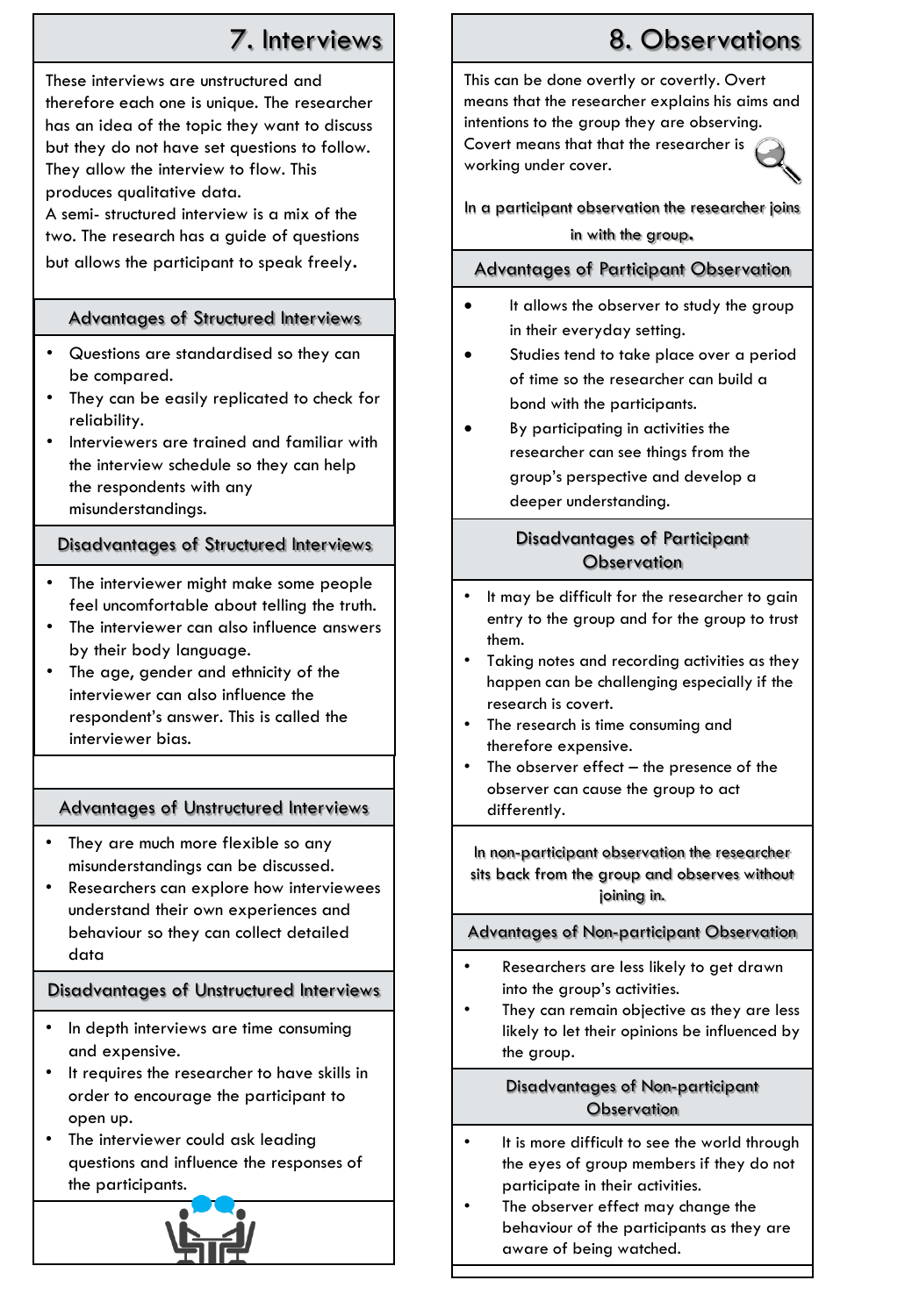# 7. Interviews

These interviews are unstructured and therefore each one is unique. The researcher has an idea of the topic they want to discuss but they do not have set questions to follow. They allow the interview to flow. This produces qualitative data.

A semi- structured interview is a mix of the two. The research has a guide of questions but allows the participant to speak freely.

## Advantages of Structured Interviews

- Questions are standardised so they can be compared.
- They can be easily replicated to check for reliability.
- Interviewers are trained and familiar with the interview schedule so they can help the respondents with any misunderstandings.

## Disadvantages of Structured Interviews

- The interviewer might make some people feel uncomfortable about telling the truth.
- The interviewer can also influence answers by their body language.
- The age, gender and ethnicity of the interviewer can also influence the respondent's answer. This is called the interviewer bias.

## Advantages of Unstructured Interviews

- They are much more flexible so any misunderstandings can be discussed.
- Researchers can explore how interviewees understand their own experiences and behaviour so they can collect detailed data

## Disadvantages of Unstructured Interviews

- In depth interviews are time consuming and expensive.
- It requires the researcher to have skills in order to encourage the participant to open up.
- The interviewer could ask leading questions and influence the responses of the participants.

# 8. Observations

This can be done overtly or covertly. Overt means that the researcher explains his aims and intentions to the group they are observing. Covert means that that the researcher is working under cover.

In a participant observation the researcher joins in with the group.

## Advantages of Participant Observation

- It allows the observer to study the group in their everyday setting.
- Studies tend to take place over a period of time so the researcher can build a bond with the participants.
- By participating in activities the researcher can see things from the group's perspective and develop a deeper understanding.

## Disadvantages of Participant Observation

- It may be difficult for the researcher to gain entry to the group and for the group to trust them.
- Taking notes and recording activities as they happen can be challenging especially if the research is covert.
- The research is time consuming and therefore expensive.
- The observer effect – the presence of the observer can cause the group to act differently.

In non-participant observation the researcher sits back from the group and observes without joining in.

## Advantages of Non-participant Observation

- Researchers are less likely to get drawn into the group's activities.
- They can remain objective as they are less likely to let their opinions be influenced by the group.

## Disadvantages of Non-participant Observation

- It is more difficult to see the world through the eyes of group members if they do not participate in their activities.
- The observer effect may change the behaviour of the participants as they are aware of being watched.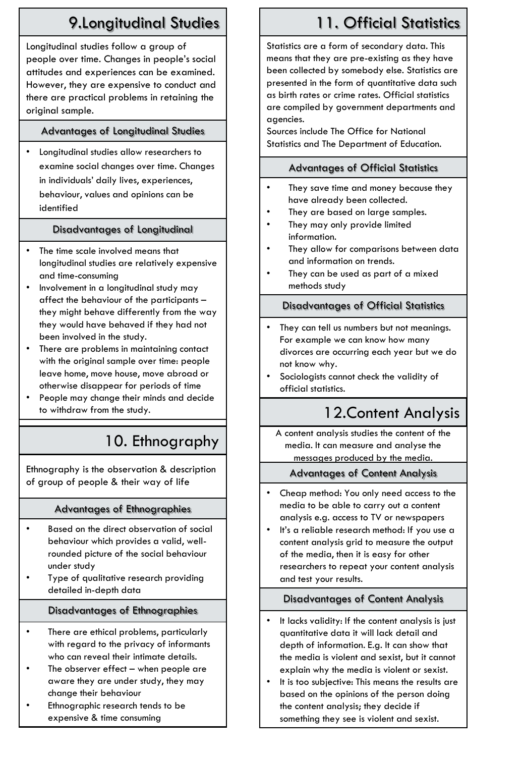## 9.Longitudinal Studies

Longitudinal studies follow a group of people over time. Changes in people's social attitudes and experiences can be examined. However, they are expensive to conduct and there are practical problems in retaining the original sample.

### Advantages of Longitudinal Studies

- Longitudinal studies allow researchers to examine social changes over time. Changes in individuals' daily lives, experiences, behaviour, values and opinions can be identified

### Disadvantages of Longitudinal

- The time scale involved means that longitudinal studies are relatively expensive and time-consuming
- Involvement in a longitudinal study may affect the behaviour of the participants – they might behave differently from the way they would have behaved if they had not been involved in the study.
- There are problems in maintaining contact with the original sample over time: people leave home, move house, move abroad or otherwise disappear for periods of time
- People may change their minds and decide to withdraw from the study.

## 10. Ethnography

Ethnography is the observation & description of group of people & their way of life

### Advantages of Ethnographies

- Based on the direct observation of social behaviour which provides a valid, well-rounded picture of the social behaviour under study
- Type of qualitative research providing detailed in-depth data

### Disadvantages of Ethnographies

- There are ethical problems, particularly with regard to the privacy of informants who can reveal their intimate details.
- The observer effect – when people are aware they are under study, they may change their behaviour
- Ethnographic research tends to be expensive & time consuming

## 11. Official Statistics

Statistics are a form of secondary data. This means that they are pre-existing as they have been collected by somebody else. Statistics are presented in the form of quantitative data such as birth rates or crime rates. Official statistics are compiled by government departments and agencies.
Sources include The Office for National Statistics and The Department of Education.

### Advantages of Official Statistics

- They save time and money because they have already been collected.
- They are based on large samples.
- They may only provide limited information.
- They allow for comparisons between data and information on trends.
- They can be used as part of a mixed methods study

### Disadvantages of Official Statistics

- They can tell us numbers but not meanings. For example we can know how many divorces are occurring each year but we do not know why.
- Sociologists cannot check the validity of official statistics.

## 12.Content Analysis

A content analysis studies the content of the media. It can measure and analyse the messages produced by the media.

### Advantages of Content Analysis

- Cheap method: You only need access to the media to be able to carry out a content analysis e.g. access to TV or newspapers
- It's a reliable research method: If you use a content analysis grid to measure the output of the media, then it is easy for other researchers to repeat your content analysis and test your results.

### Disadvantages of Content Analysis

- It lacks validity: If the content analysis is just quantitative data it will lack detail and depth of information. E.g. It can show that the media is violent and sexist, but it cannot explain why the media is violent or sexist.
- It is too subjective: This means the results are based on the opinions of the person doing the content analysis; they decide if something they see is violent and sexist.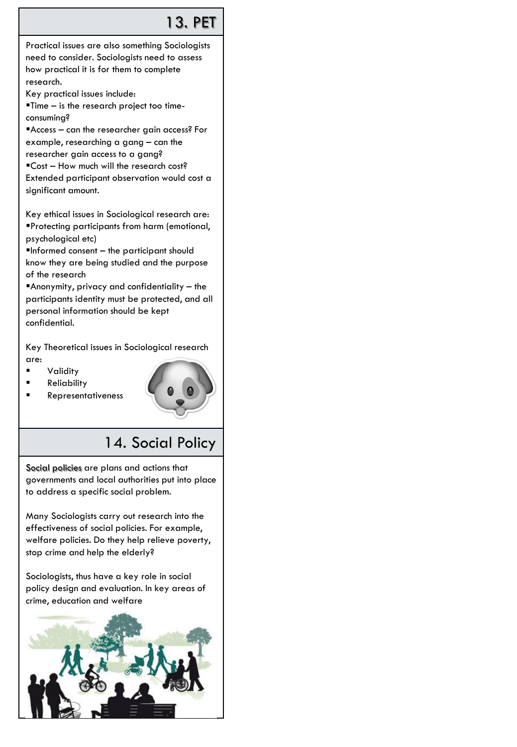## 13. PET

Practical issues are also something Sociologists need to consider. Sociologists need to assess how practical it is for them to complete research.

Key practical issues include:

- Time – is the research project too time-consuming?
- Access – can the researcher gain access? For example, researching a gang – can the researcher gain access to a gang?
- Cost – How much will the research cost? Extended participant observation would cost a significant amount.

Key ethical issues in Sociological research are:

- Protecting participants from harm (emotional, psychological etc)
- Informed consent – the participant should know they are being studied and the purpose of the research
- Anonymity, privacy and confidentiality – the participants identity must be protected, and all personal information should be kept confidential.

Key Theoretical issues in Sociological research are:

- Validity
- Reliability
- Representativeness

## 14. Social Policy

Social policies are plans and actions that governments and local authorities put into place to address a specific social problem.

Many Sociologists carry out research into the effectiveness of social policies. For example, welfare policies. Do they help relieve poverty, stop crime and help the elderly?

Sociologists, thus have a key role in social policy design and evaluation. In key areas of crime, education and welfare